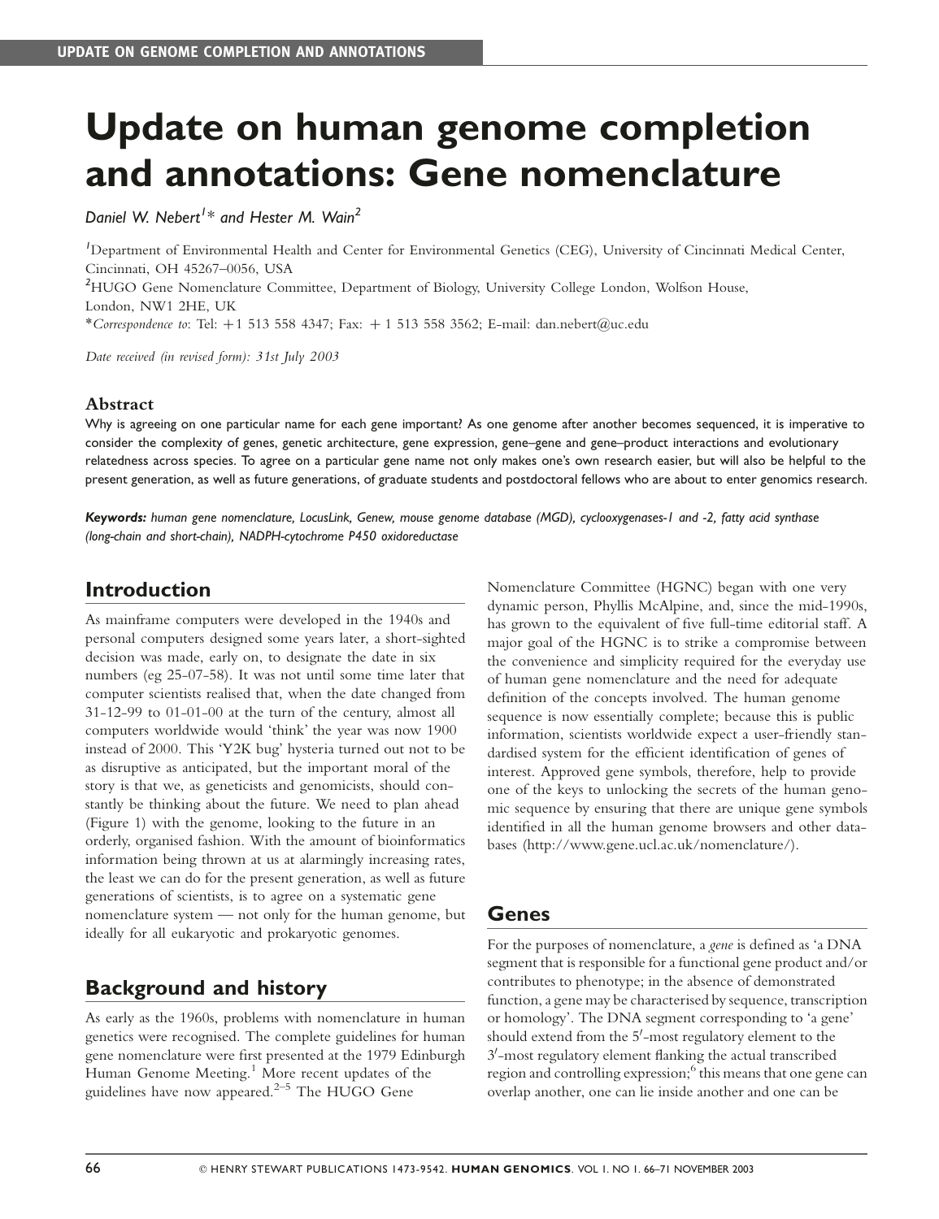# Update on human genome completion and annotations: Gene nomenclature

*Daniel W. Nebert[1]\* and Hester M. Wain[2]*

[1]Department of Environmental Health and Center for Environmental Genetics (CEG), University of Cincinnati Medical Center, Cincinnati, OH 45267–0056, USA

[2]HUGO Gene Nomenclature Committee, Department of Biology, University College London, Wolfson House, London, NW1 2HE, UK

\**Correspondence to*: Tel: +1 513 558 4347; Fax: + 1 513 558 3562; E-mail: dan.nebert@uc.edu

*Date received (in revised form): 31st July 2003*

### Abstract

Why is agreeing on one particular name for each gene important? As one genome after another becomes sequenced, it is imperative to consider the complexity of genes, genetic architecture, gene expression, gene–gene and gene–product interactions and evolutionary relatedness across species. To agree on a particular gene name not only makes one's own research easier, but will also be helpful to the present generation, as well as future generations, of graduate students and postdoctoral fellows who are about to enter genomics research.

***Keywords:*** *human gene nomenclature, LocusLink, Genew, mouse genome database (MGD), cyclooxygenases-1 and -2, fatty acid synthase (long-chain and short-chain), NADPH-cytochrome P450 oxidoreductase*

## Introduction

As mainframe computers were developed in the 1940s and personal computers designed some years later, a short-sighted decision was made, early on, to designate the date in six numbers (eg 25-07-58). It was not until some time later that computer scientists realised that, when the date changed from 31-12-99 to 01-01-00 at the turn of the century, almost all computers worldwide would 'think' the year was now 1900 instead of 2000. This 'Y2K bug' hysteria turned out not to be as disruptive as anticipated, but the important moral of the story is that we, as geneticists and genomicists, should constantly be thinking about the future. We need to plan ahead (Figure 1) with the genome, looking to the future in an orderly, organised fashion. With the amount of bioinformatics information being thrown at us at alarmingly increasing rates, the least we can do for the present generation, as well as future generations of scientists, is to agree on a systematic gene nomenclature system — not only for the human genome, but ideally for all eukaryotic and prokaryotic genomes.

## Background and history

As early as the 1960s, problems with nomenclature in human genetics were recognised. The complete guidelines for human gene nomenclature were first presented at the 1979 Edinburgh Human Genome Meeting.[1] More recent updates of the guidelines have now appeared.[2–5] The HUGO Gene Nomenclature Committee (HGNC) began with one very dynamic person, Phyllis McAlpine, and, since the mid-1990s, has grown to the equivalent of five full-time editorial staff. A major goal of the HGNC is to strike a compromise between the convenience and simplicity required for the everyday use of human gene nomenclature and the need for adequate definition of the concepts involved. The human genome sequence is now essentially complete; because this is public information, scientists worldwide expect a user-friendly standardised system for the efficient identification of genes of interest. Approved gene symbols, therefore, help to provide one of the keys to unlocking the secrets of the human genomic sequence by ensuring that there are unique gene symbols identified in all the human genome browsers and other databases (http://www.gene.ucl.ac.uk/nomenclature/).

## Genes

For the purposes of nomenclature, a *gene* is defined as 'a DNA segment that is responsible for a functional gene product and/or contributes to phenotype; in the absence of demonstrated function, a gene may be characterised by sequence, transcription or homology'. The DNA segment corresponding to 'a gene' should extend from the 5′-most regulatory element to the 3′-most regulatory element flanking the actual transcribed region and controlling expression;[6] this means that one gene can overlap another, one can lie inside another and one can be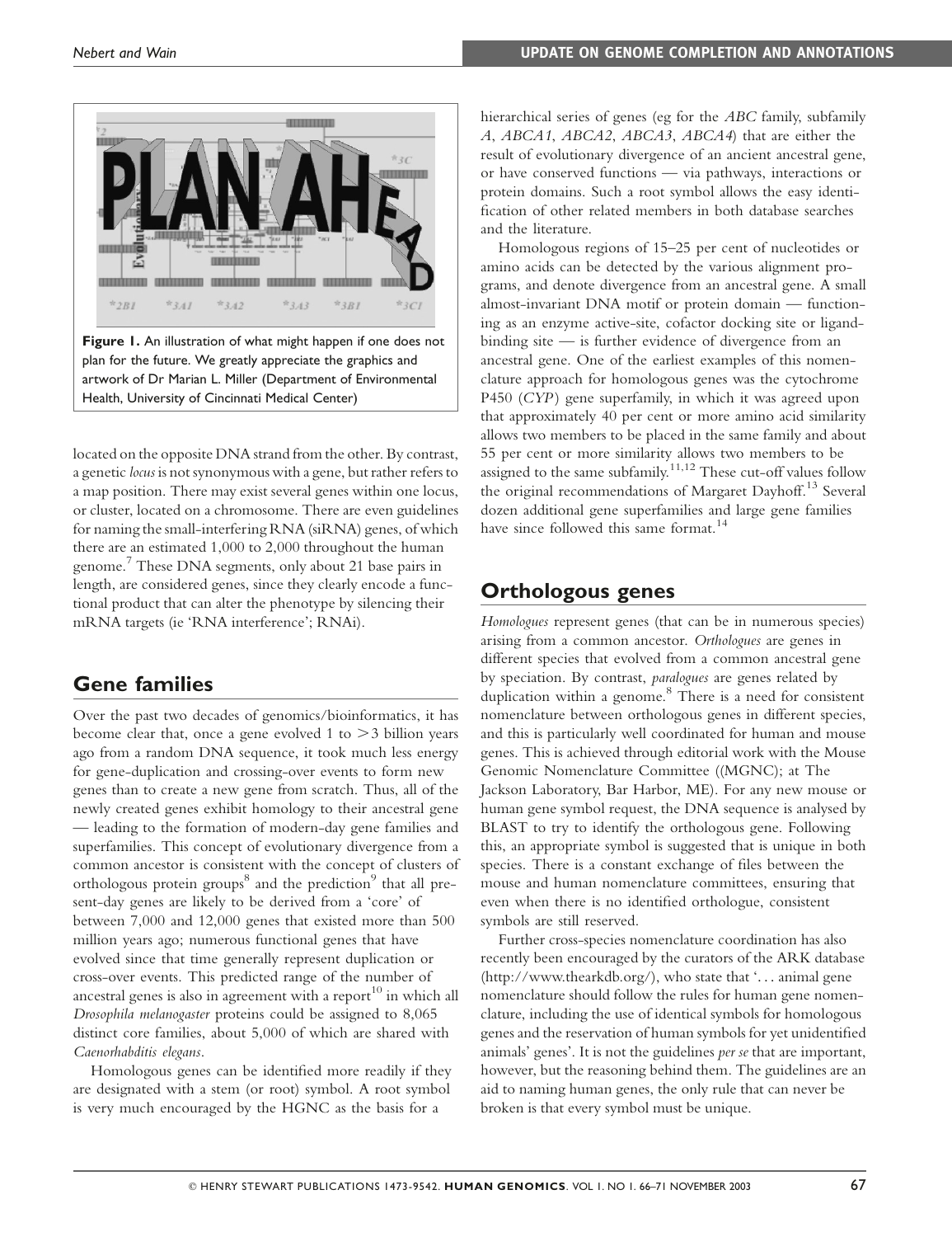**Figure 1.** An illustration of what might happen if one does not plan for the future. We greatly appreciate the graphics and artwork of Dr Marian L. Miller (Department of Environmental Health, University of Cincinnati Medical Center)

located on the opposite DNA strand from the other. By contrast, a genetic *locus* is not synonymous with a gene, but rather refers to a map position. There may exist several genes within one locus, or cluster, located on a chromosome. There are even guidelines for naming the small-interfering RNA (siRNA) genes, of which there are an estimated 1,000 to 2,000 throughout the human genome.[7] These DNA segments, only about 21 base pairs in length, are considered genes, since they clearly encode a functional product that can alter the phenotype by silencing their mRNA targets (ie 'RNA interference'; RNAi).

## Gene families

Over the past two decades of genomics/bioinformatics, it has become clear that, once a gene evolved 1 to >3 billion years ago from a random DNA sequence, it took much less energy for gene-duplication and crossing-over events to form new genes than to create a new gene from scratch. Thus, all of the newly created genes exhibit homology to their ancestral gene — leading to the formation of modern-day gene families and superfamilies. This concept of evolutionary divergence from a common ancestor is consistent with the concept of clusters of orthologous protein groups[8] and the prediction[9] that all present-day genes are likely to be derived from a 'core' of between 7,000 and 12,000 genes that existed more than 500 million years ago; numerous functional genes that have evolved since that time generally represent duplication or cross-over events. This predicted range of the number of ancestral genes is also in agreement with a report[10] in which all *Drosophila melanogaster* proteins could be assigned to 8,065 distinct core families, about 5,000 of which are shared with *Caenorhabditis elegans*.

Homologous genes can be identified more readily if they are designated with a stem (or root) symbol. A root symbol is very much encouraged by the HGNC as the basis for a hierarchical series of genes (eg for the *ABC* family, subfamily *A*, *ABCA1*, *ABCA2*, *ABCA3*, *ABCA4*) that are either the result of evolutionary divergence of an ancient ancestral gene, or have conserved functions — via pathways, interactions or protein domains. Such a root symbol allows the easy identification of other related members in both database searches and the literature.

Homologous regions of 15–25 per cent of nucleotides or amino acids can be detected by the various alignment programs, and denote divergence from an ancestral gene. A small almost-invariant DNA motif or protein domain — functioning as an enzyme active-site, cofactor docking site or ligand-binding site — is further evidence of divergence from an ancestral gene. One of the earliest examples of this nomenclature approach for homologous genes was the cytochrome P450 (*CYP*) gene superfamily, in which it was agreed upon that approximately 40 per cent or more amino acid similarity allows two members to be placed in the same family and about 55 per cent or more similarity allows two members to be assigned to the same subfamily.[11,12] These cut-off values follow the original recommendations of Margaret Dayhoff.[13] Several dozen additional gene superfamilies and large gene families have since followed this same format.[14]

## Orthologous genes

*Homologues* represent genes (that can be in numerous species) arising from a common ancestor. *Orthologues* are genes in different species that evolved from a common ancestral gene by speciation. By contrast, *paralogues* are genes related by duplication within a genome.[8] There is a need for consistent nomenclature between orthologous genes in different species, and this is particularly well coordinated for human and mouse genes. This is achieved through editorial work with the Mouse Genomic Nomenclature Committee ((MGNC); at The Jackson Laboratory, Bar Harbor, ME). For any new mouse or human gene symbol request, the DNA sequence is analysed by BLAST to try to identify the orthologous gene. Following this, an appropriate symbol is suggested that is unique in both species. There is a constant exchange of files between the mouse and human nomenclature committees, ensuring that even when there is no identified orthologue, consistent symbols are still reserved.

Further cross-species nomenclature coordination has also recently been encouraged by the curators of the ARK database (http://www.thearkdb.org/), who state that '... animal gene nomenclature should follow the rules for human gene nomenclature, including the use of identical symbols for homologous genes and the reservation of human symbols for yet unidentified animals' genes'. It is not the guidelines *per se* that are important, however, but the reasoning behind them. The guidelines are an aid to naming human genes, the only rule that can never be broken is that every symbol must be unique.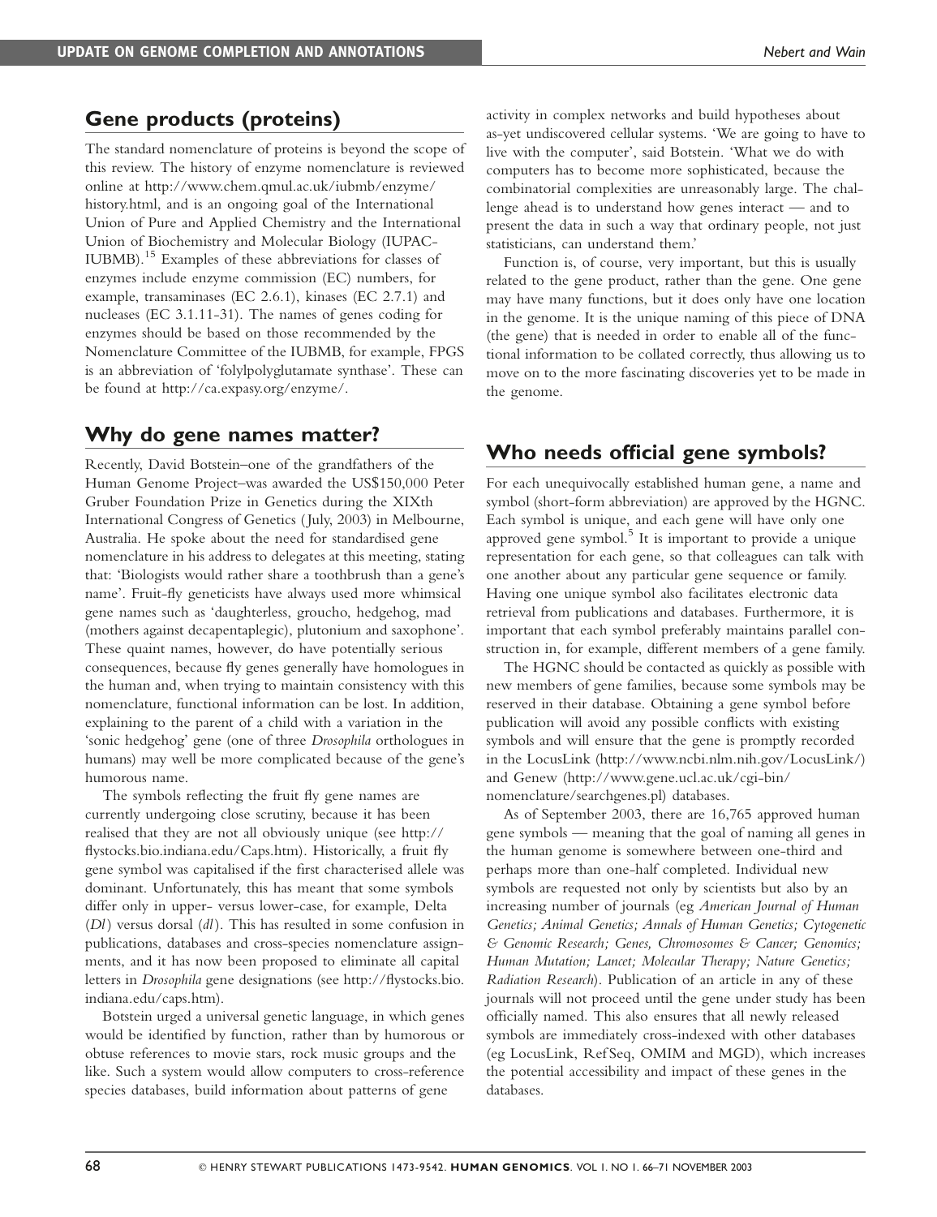## Gene products (proteins)

The standard nomenclature of proteins is beyond the scope of this review. The history of enzyme nomenclature is reviewed online at http://www.chem.qmul.ac.uk/iubmb/enzyme/history.html, and is an ongoing goal of the International Union of Pure and Applied Chemistry and the International Union of Biochemistry and Molecular Biology (IUPAC-IUBMB).[15] Examples of these abbreviations for classes of enzymes include enzyme commission (EC) numbers, for example, transaminases (EC 2.6.1), kinases (EC 2.7.1) and nucleases (EC 3.1.11-31). The names of genes coding for enzymes should be based on those recommended by the Nomenclature Committee of the IUBMB, for example, FPGS is an abbreviation of 'folylpolyglutamate synthase'. These can be found at http://ca.expasy.org/enzyme/.

## Why do gene names matter?

Recently, David Botstein–one of the grandfathers of the Human Genome Project–was awarded the US$150,000 Peter Gruber Foundation Prize in Genetics during the XIXth International Congress of Genetics (July, 2003) in Melbourne, Australia. He spoke about the need for standardised gene nomenclature in his address to delegates at this meeting, stating that: 'Biologists would rather share a toothbrush than a gene's name'. Fruit-fly geneticists have always used more whimsical gene names such as 'daughterless, groucho, hedgehog, mad (mothers against decapentaplegic), plutonium and saxophone'. These quaint names, however, do have potentially serious consequences, because fly genes generally have homologues in the human and, when trying to maintain consistency with this nomenclature, functional information can be lost. In addition, explaining to the parent of a child with a variation in the 'sonic hedgehog' gene (one of three *Drosophila* orthologues in humans) may well be more complicated because of the gene's humorous name.

The symbols reflecting the fruit fly gene names are currently undergoing close scrutiny, because it has been realised that they are not all obviously unique (see http://flystocks.bio.indiana.edu/Caps.htm). Historically, a fruit fly gene symbol was capitalised if the first characterised allele was dominant. Unfortunately, this has meant that some symbols differ only in upper- versus lower-case, for example, Delta (*Dl*) versus dorsal (*dl*). This has resulted in some confusion in publications, databases and cross-species nomenclature assignments, and it has now been proposed to eliminate all capital letters in *Drosophila* gene designations (see http://flystocks.bio.indiana.edu/caps.htm).

Botstein urged a universal genetic language, in which genes would be identified by function, rather than by humorous or obtuse references to movie stars, rock music groups and the like. Such a system would allow computers to cross-reference species databases, build information about patterns of gene activity in complex networks and build hypotheses about as-yet undiscovered cellular systems. 'We are going to have to live with the computer', said Botstein. 'What we do with computers has to become more sophisticated, because the combinatorial complexities are unreasonably large. The challenge ahead is to understand how genes interact — and to present the data in such a way that ordinary people, not just statisticians, can understand them.'

Function is, of course, very important, but this is usually related to the gene product, rather than the gene. One gene may have many functions, but it does only have one location in the genome. It is the unique naming of this piece of DNA (the gene) that is needed in order to enable all of the functional information to be collated correctly, thus allowing us to move on to the more fascinating discoveries yet to be made in the genome.

## Who needs official gene symbols?

For each unequivocally established human gene, a name and symbol (short-form abbreviation) are approved by the HGNC. Each symbol is unique, and each gene will have only one approved gene symbol.[5] It is important to provide a unique representation for each gene, so that colleagues can talk with one another about any particular gene sequence or family. Having one unique symbol also facilitates electronic data retrieval from publications and databases. Furthermore, it is important that each symbol preferably maintains parallel construction in, for example, different members of a gene family.

The HGNC should be contacted as quickly as possible with new members of gene families, because some symbols may be reserved in their database. Obtaining a gene symbol before publication will avoid any possible conflicts with existing symbols and will ensure that the gene is promptly recorded in the LocusLink (http://www.ncbi.nlm.nih.gov/LocusLink/) and Genew (http://www.gene.ucl.ac.uk/cgi-bin/nomenclature/searchgenes.pl) databases.

As of September 2003, there are 16,765 approved human gene symbols — meaning that the goal of naming all genes in the human genome is somewhere between one-third and perhaps more than one-half completed. Individual new symbols are requested not only by scientists but also by an increasing number of journals (eg *American Journal of Human Genetics; Animal Genetics; Annals of Human Genetics; Cytogenetic & Genomic Research; Genes, Chromosomes & Cancer; Genomics; Human Mutation; Lancet; Molecular Therapy; Nature Genetics; Radiation Research*). Publication of an article in any of these journals will not proceed until the gene under study has been officially named. This also ensures that all newly released symbols are immediately cross-indexed with other databases (eg LocusLink, RefSeq, OMIM and MGD), which increases the potential accessibility and impact of these genes in the databases.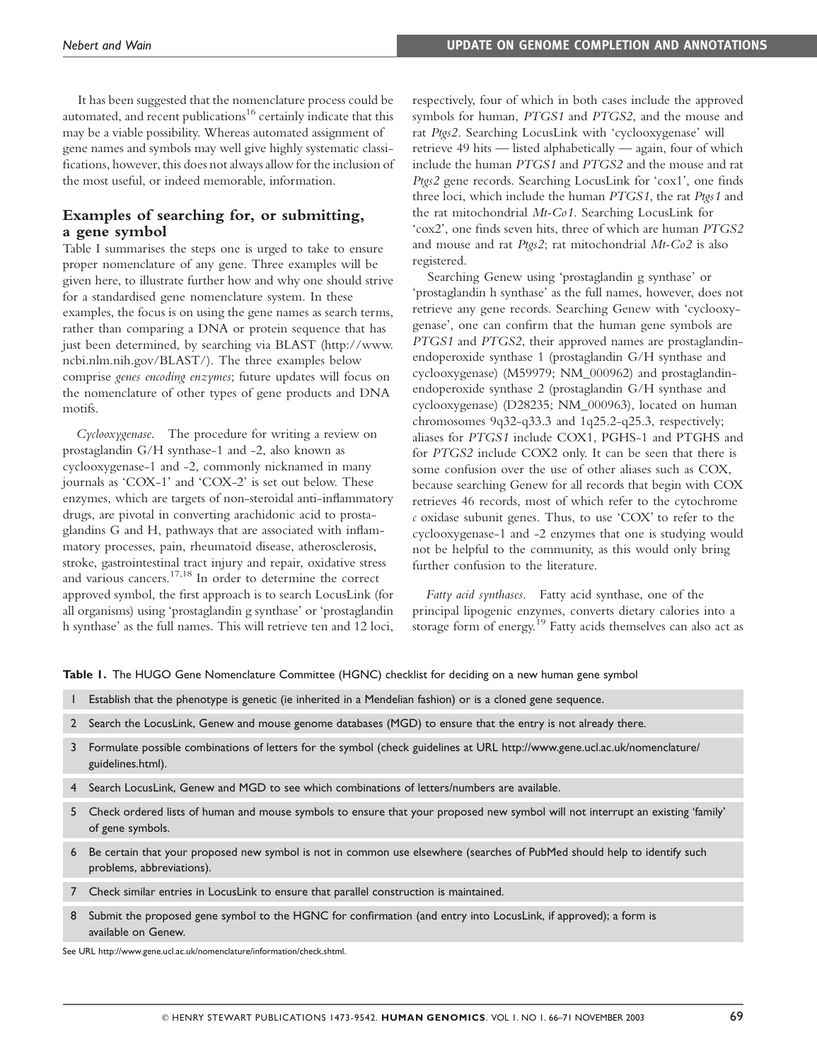It has been suggested that the nomenclature process could be automated, and recent publications[16] certainly indicate that this may be a viable possibility. Whereas automated assignment of gene names and symbols may well give highly systematic classifications, however, this does not always allow for the inclusion of the most useful, or indeed memorable, information.

## Examples of searching for, or submitting, a gene symbol

Table I summarises the steps one is urged to take to ensure proper nomenclature of any gene. Three examples will be given here, to illustrate further how and why one should strive for a standardised gene nomenclature system. In these examples, the focus is on using the gene names as search terms, rather than comparing a DNA or protein sequence that has just been determined, by searching via BLAST (http://www.ncbi.nlm.nih.gov/BLAST/). The three examples below comprise *genes encoding enzymes*; future updates will focus on the nomenclature of other types of gene products and DNA motifs.

*Cyclooxygenase*. The procedure for writing a review on prostaglandin G/H synthase-1 and -2, also known as cyclooxygenase-1 and -2, commonly nicknamed in many journals as 'COX-1' and 'COX-2' is set out below. These enzymes, which are targets of non-steroidal anti-inflammatory drugs, are pivotal in converting arachidonic acid to prostaglandins G and H, pathways that are associated with inflammatory processes, pain, rheumatoid disease, atherosclerosis, stroke, gastrointestinal tract injury and repair, oxidative stress and various cancers.[17,18] In order to determine the correct approved symbol, the first approach is to search LocusLink (for all organisms) using 'prostaglandin g synthase' or 'prostaglandin h synthase' as the full names. This will retrieve ten and 12 loci, respectively, four of which in both cases include the approved symbols for human, *PTGS1* and *PTGS2*, and the mouse and rat *Ptgs2*. Searching LocusLink with 'cyclooxygenase' will retrieve 49 hits — listed alphabetically — again, four of which include the human *PTGS1* and *PTGS2* and the mouse and rat *Ptgs2* gene records. Searching LocusLink for 'cox1', one finds three loci, which include the human *PTGS1*, the rat *Ptgs1* and the rat mitochondrial *Mt-Co1*. Searching LocusLink for 'cox2', one finds seven hits, three of which are human *PTGS2* and mouse and rat *Ptgs2*; rat mitochondrial *Mt-Co2* is also registered.

Searching Genew using 'prostaglandin g synthase' or 'prostaglandin h synthase' as the full names, however, does not retrieve any gene records. Searching Genew with 'cyclooxygenase', one can confirm that the human gene symbols are *PTGS1* and *PTGS2*, their approved names are prostaglandin-endoperoxide synthase 1 (prostaglandin G/H synthase and cyclooxygenase) (M59979; NM_000962) and prostaglandin-endoperoxide synthase 2 (prostaglandin G/H synthase and cyclooxygenase) (D28235; NM_000963), located on human chromosomes 9q32-q33.3 and 1q25.2-q25.3, respectively; aliases for *PTGS1* include COX1, PGHS-1 and PTGHS and for *PTGS2* include COX2 only. It can be seen that there is some confusion over the use of other aliases such as COX, because searching Genew for all records that begin with COX retrieves 46 records, most of which refer to the cytochrome *c* oxidase subunit genes. Thus, to use 'COX' to refer to the cyclooxygenase-1 and -2 enzymes that one is studying would not be helpful to the community, as this would only bring further confusion to the literature.

*Fatty acid synthases*. Fatty acid synthase, one of the principal lipogenic enzymes, converts dietary calories into a storage form of energy.[19] Fatty acids themselves can also act as

**Table 1.** The HUGO Gene Nomenclature Committee (HGNC) checklist for deciding on a new human gene symbol

| | |
|---|---|
| 1 | Establish that the phenotype is genetic (ie inherited in a Mendelian fashion) or is a cloned gene sequence. |
| 2 | Search the LocusLink, Genew and mouse genome databases (MGD) to ensure that the entry is not already there. |
| 3 | Formulate possible combinations of letters for the symbol (check guidelines at URL http://www.gene.ucl.ac.uk/nomenclature/guidelines.html). |
| 4 | Search LocusLink, Genew and MGD to see which combinations of letters/numbers are available. |
| 5 | Check ordered lists of human and mouse symbols to ensure that your proposed new symbol will not interrupt an existing 'family' of gene symbols. |
| 6 | Be certain that your proposed new symbol is not in common use elsewhere (searches of PubMed should help to identify such problems, abbreviations). |
| 7 | Check similar entries in LocusLink to ensure that parallel construction is maintained. |
| 8 | Submit the proposed gene symbol to the HGNC for confirmation (and entry into LocusLink, if approved); a form is available on Genew. |

See URL http://www.gene.ucl.ac.uk/nomenclature/information/check.shtml.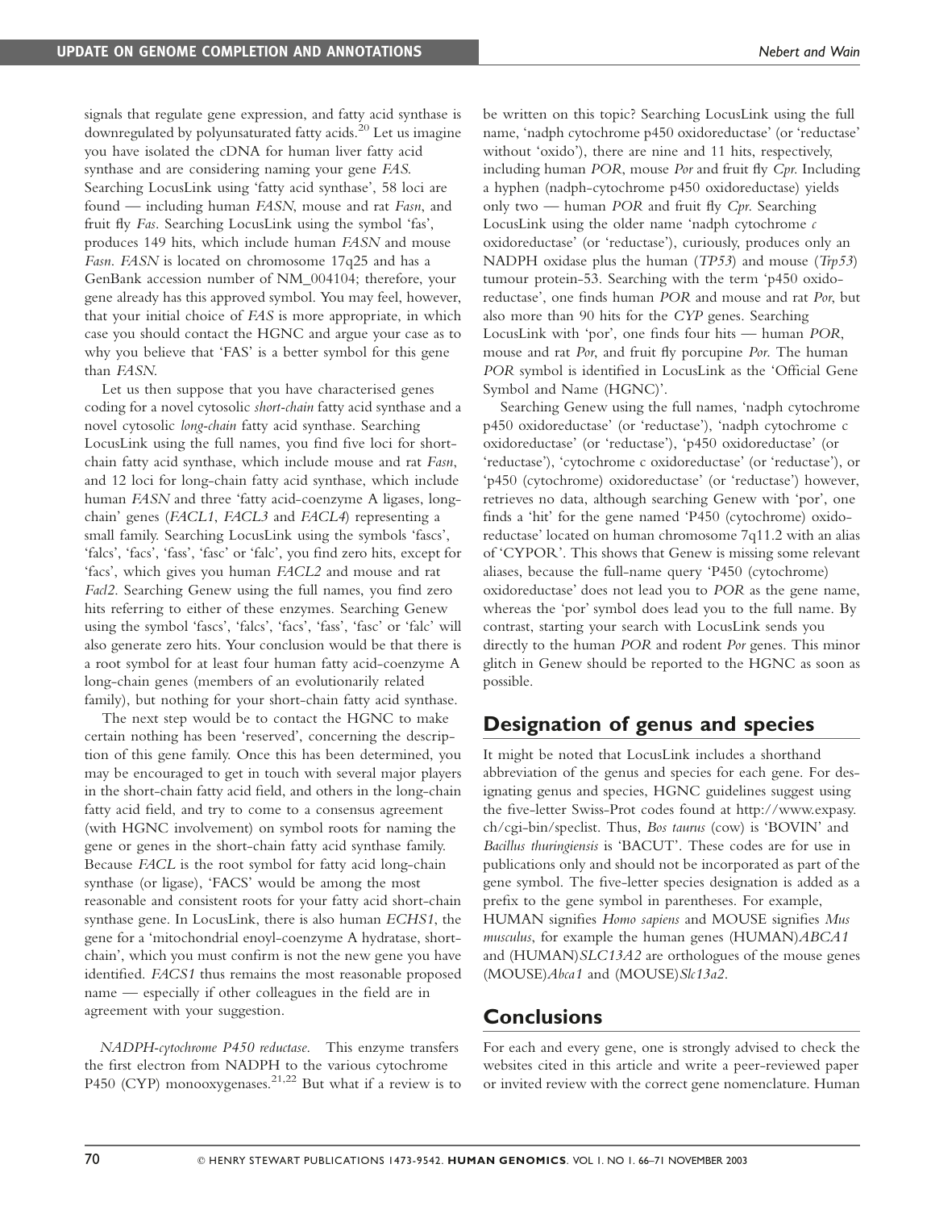signals that regulate gene expression, and fatty acid synthase is downregulated by polyunsaturated fatty acids.[20] Let us imagine you have isolated the cDNA for human liver fatty acid synthase and are considering naming your gene *FAS*. Searching LocusLink using 'fatty acid synthase', 58 loci are found — including human *FASN*, mouse and rat *Fasn*, and fruit fly *Fas*. Searching LocusLink using the symbol 'fas', produces 149 hits, which include human *FASN* and mouse *Fasn*. *FASN* is located on chromosome 17q25 and has a GenBank accession number of NM_004104; therefore, your gene already has this approved symbol. You may feel, however, that your initial choice of *FAS* is more appropriate, in which case you should contact the HGNC and argue your case as to why you believe that 'FAS' is a better symbol for this gene than *FASN*.

Let us then suppose that you have characterised genes coding for a novel cytosolic *short-chain* fatty acid synthase and a novel cytosolic *long-chain* fatty acid synthase. Searching LocusLink using the full names, you find five loci for short-chain fatty acid synthase, which include mouse and rat *Fasn*, and 12 loci for long-chain fatty acid synthase, which include human *FASN* and three 'fatty acid-coenzyme A ligases, long-chain' genes (*FACL1*, *FACL3* and *FACL4*) representing a small family. Searching LocusLink using the symbols 'fascs', 'falcs', 'facs', 'fass', 'fasc' or 'falc', you find zero hits, except for 'facs', which gives you human *FACL2* and mouse and rat *Facl2*. Searching Genew using the full names, you find zero hits referring to either of these enzymes. Searching Genew using the symbol 'fascs', 'falcs', 'facs', 'fass', 'fasc' or 'falc' will also generate zero hits. Your conclusion would be that there is a root symbol for at least four human fatty acid-coenzyme A long-chain genes (members of an evolutionarily related family), but nothing for your short-chain fatty acid synthase.

The next step would be to contact the HGNC to make certain nothing has been 'reserved', concerning the description of this gene family. Once this has been determined, you may be encouraged to get in touch with several major players in the short-chain fatty acid field, and others in the long-chain fatty acid field, and try to come to a consensus agreement (with HGNC involvement) on symbol roots for naming the gene or genes in the short-chain fatty acid synthase family. Because *FACL* is the root symbol for fatty acid long-chain synthase (or ligase), 'FACS' would be among the most reasonable and consistent roots for your fatty acid short-chain synthase gene. In LocusLink, there is also human *ECHS1*, the gene for a 'mitochondrial enoyl-coenzyme A hydratase, short-chain', which you must confirm is not the new gene you have identified. *FACS1* thus remains the most reasonable proposed name — especially if other colleagues in the field are in agreement with your suggestion.

*NADPH-cytochrome P450 reductase.* This enzyme transfers the first electron from NADPH to the various cytochrome P450 (CYP) monooxygenases.[21,22] But what if a review is to be written on this topic? Searching LocusLink using the full name, 'nadph cytochrome p450 oxidoreductase' (or 'reductase' without 'oxido'), there are nine and 11 hits, respectively, including human *POR*, mouse *Por* and fruit fly *Cpr*. Including a hyphen (nadph-cytochrome p450 oxidoreductase) yields only two — human *POR* and fruit fly *Cpr*. Searching LocusLink using the older name 'nadph cytochrome *c* oxidoreductase' (or 'reductase'), curiously, produces only an NADPH oxidase plus the human (*TP53*) and mouse (*Trp53*) tumour protein-53. Searching with the term 'p450 oxidoreductase', one finds human *POR* and mouse and rat *Por*, but also more than 90 hits for the *CYP* genes. Searching LocusLink with 'por', one finds four hits — human *POR*, mouse and rat *Por*, and fruit fly porcupine *Por*. The human *POR* symbol is identified in LocusLink as the 'Official Gene Symbol and Name (HGNC)'.

Searching Genew using the full names, 'nadph cytochrome p450 oxidoreductase' (or 'reductase'), 'nadph cytochrome c oxidoreductase' (or 'reductase'), 'p450 oxidoreductase' (or 'reductase'), 'cytochrome c oxidoreductase' (or 'reductase'), or 'p450 (cytochrome) oxidoreductase' (or 'reductase') however, retrieves no data, although searching Genew with 'por', one finds a 'hit' for the gene named 'P450 (cytochrome) oxidoreductase' located on human chromosome 7q11.2 with an alias of 'CYPOR'. This shows that Genew is missing some relevant aliases, because the full-name query 'P450 (cytochrome) oxidoreductase' does not lead you to *POR* as the gene name, whereas the 'por' symbol does lead you to the full name. By contrast, starting your search with LocusLink sends you directly to the human *POR* and rodent *Por* genes. This minor glitch in Genew should be reported to the HGNC as soon as possible.

## Designation of genus and species

It might be noted that LocusLink includes a shorthand abbreviation of the genus and species for each gene. For designating genus and species, HGNC guidelines suggest using the five-letter Swiss-Prot codes found at http://www.expasy.ch/cgi-bin/speclist. Thus, *Bos taurus* (cow) is 'BOVIN' and *Bacillus thuringiensis* is 'BACUT'. These codes are for use in publications only and should not be incorporated as part of the gene symbol. The five-letter species designation is added as a prefix to the gene symbol in parentheses. For example, HUMAN signifies *Homo sapiens* and MOUSE signifies *Mus musculus*, for example the human genes (HUMAN)*ABCA1* and (HUMAN)*SLC13A2* are orthologues of the mouse genes (MOUSE)*Abca1* and (MOUSE)*Slc13a2*.

## Conclusions

For each and every gene, one is strongly advised to check the websites cited in this article and write a peer-reviewed paper or invited review with the correct gene nomenclature. Human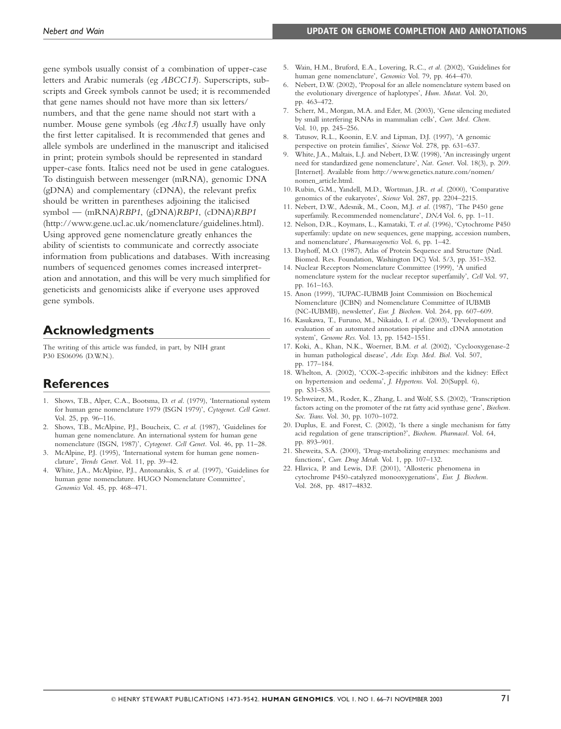gene symbols usually consist of a combination of upper-case letters and Arabic numerals (eg *ABCC13*). Superscripts, subscripts and Greek symbols cannot be used; it is recommended that gene names should not have more than six letters/numbers, and that the gene name should not start with a number. Mouse gene symbols (eg *Abcc13*) usually have only the first letter capitalised. It is recommended that genes and allele symbols are underlined in the manuscript and italicised in print; protein symbols should be represented in standard upper-case fonts. Italics need not be used in gene catalogues. To distinguish between messenger (mRNA), genomic DNA (gDNA) and complementary (cDNA), the relevant prefix should be written in parentheses adjoining the italicised symbol — (mRNA)*RBP1*, (gDNA)*RBP1*, (cDNA)*RBP1* (http://www.gene.ucl.ac.uk/nomenclature/guidelines.html). Using approved gene nomenclature greatly enhances the ability of scientists to communicate and correctly associate information from publications and databases. With increasing numbers of sequenced genomes comes increased interpretation and annotation, and this will be very much simplified for geneticists and genomicists alike if everyone uses approved gene symbols.

## Acknowledgments

The writing of this article was funded, in part, by NIH grant P30 ES06096 (D.W.N.).

## References

1. Shows, T.B., Alper, C.A., Bootsma, D. *et al*. (1979), 'International system for human gene nomenclature 1979 (ISGN 1979)', *Cytogenet. Cell Genet*. Vol. 25, pp. 96–116.
2. Shows, T.B., McAlpine, P.J., Boucheix, C. *et al*. (1987), 'Guidelines for human gene nomenclature. An international system for human gene nomenclature (ISGN, 1987)', *Cytogenet. Cell Genet*. Vol. 46, pp. 11–28.
3. McAlpine, P.J. (1995), 'International system for human gene nomenclature', *Trends Genet*. Vol. 11, pp. 39–42.
4. White, J.A., McAlpine, P.J., Antonarakis, S. *et al*. (1997), 'Guidelines for human gene nomenclature. HUGO Nomenclature Committee', *Genomics* Vol. 45, pp. 468–471.
5. Wain, H.M., Bruford, E.A., Lovering, R.C., *et al*. (2002), 'Guidelines for human gene nomenclature', *Genomics* Vol. 79, pp. 464–470.
6. Nebert, D.W. (2002), 'Proposal for an allele nomenclature system based on the evolutionary divergence of haplotypes', *Hum. Mutat*. Vol. 20, pp. 463–472.
7. Scherr, M., Morgan, M.A. and Eder, M. (2003), 'Gene silencing mediated by small interfering RNAs in mammalian cells', *Curr. Med. Chem*. Vol. 10, pp. 245–256.
8. Tatusov, R.L., Koonin, E.V. and Lipman, D.J. (1997), 'A genomic perspective on protein families', *Science* Vol. 278, pp. 631–637.
9. White, J.A., Maltais, L.J. and Nebert, D.W. (1998), 'An increasingly urgent need for standardized gene nomenclature', *Nat. Genet*. Vol. 18(3), p. 209. [Internet]. Available from http://www.genetics.nature.com/nomen/nomen_article.html.
10. Rubin, G.M., Yandell, M.D., Wortman, J.R. *et al*. (2000), 'Comparative genomics of the eukaryotes', *Science* Vol. 287, pp. 2204–2215.
11. Nebert, D.W., Adesnik, M., Coon, M.J. *et al*. (1987), 'The P450 gene superfamily. Recommended nomenclature', *DNA* Vol. 6, pp. 1–11.
12. Nelson, D.R., Koymans, L., Kamataki, T. *et al*. (1996), 'Cytochrome P450 superfamily: update on new sequences, gene mapping, accession numbers, and nomenclature', *Pharmacogenetics* Vol. 6, pp. 1–42.
13. Dayhoff, M.O. (1987), Atlas of Protein Sequence and Structure (Natl. Biomed. Res. Foundation, Washington DC) Vol. 5/3, pp. 351–352.
14. Nuclear Receptors Nomenclature Committee (1999), 'A unified nomenclature system for the nuclear receptor superfamily', *Cell* Vol. 97, pp. 161–163.
15. Anon (1999), 'IUPAC-IUBMB Joint Commission on Biochemical Nomenclature (JCBN) and Nomenclature Committee of IUBMB (NC-IUBMB), newsletter', *Eur. J. Biochem*. Vol. 264, pp. 607–609.
16. Kasukawa, T., Furuno, M., Nikaido, I. *et al*. (2003), 'Development and evaluation of an automated annotation pipeline and cDNA annotation system', *Genome Res*. Vol. 13, pp. 1542–1551.
17. Koki, A., Khan, N.K., Woerner, B.M. *et al*. (2002), 'Cyclooxygenase-2 in human pathological disease', *Adv. Exp. Med. Biol*. Vol. 507, pp. 177–184.
18. Whelton, A. (2002), 'COX-2-specific inhibitors and the kidney: Effect on hypertension and oedema', *J. Hypertens*. Vol. 20(Suppl. 6), pp. S31–S35.
19. Schweizer, M., Roder, K., Zhang, L. and Wolf, S.S. (2002), 'Transcription factors acting on the promoter of the rat fatty acid synthase gene', *Biochem. Soc. Trans*. Vol. 30, pp. 1070–1072.
20. Duplus, E. and Forest, C. (2002), 'Is there a single mechanism for fatty acid regulation of gene transcription?', *Biochem. Pharmacol*. Vol. 64, pp. 893–901.
21. Sheweita, S.A. (2000), 'Drug-metabolizing enzymes: mechanisms and functions', *Curr. Drug Metab*. Vol. 1, pp. 107–132.
22. Hlavica, P. and Lewis, D.F. (2001), 'Allosteric phenomena in cytochrome P450-catalyzed monooxygenations', *Eur. J. Biochem*. Vol. 268, pp. 4817–4832.